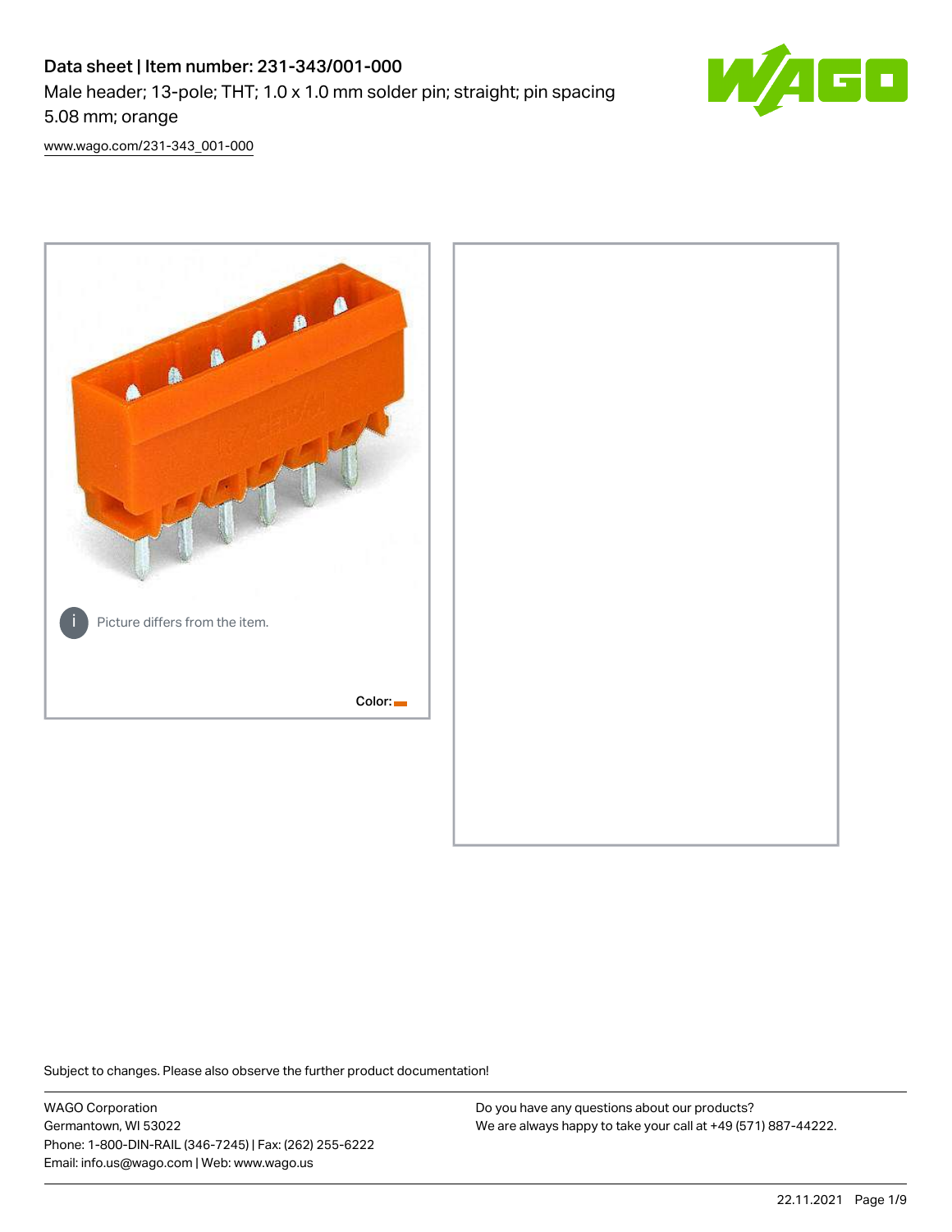# Data sheet | Item number: 231-343/001-000

Male header; 13-pole; THT; 1.0 x 1.0 mm solder pin; straight; pin spacing 5.08 mm; orange

[www.wago.com/231-343_001-000](www.wago.com/231-343_001-000)

Picture differs from the item.

Color:

Subject to changes. Please also observe the further product documentation!

WAGO Corporation
Germantown, WI 53022
Phone: 1-800-DIN-RAIL (346-7245) | Fax: (262) 255-6222
Email: info.us@wago.com | Web: www.wago.us

Do you have any questions about our products?
We are always happy to take your call at +49 (571) 887-44222.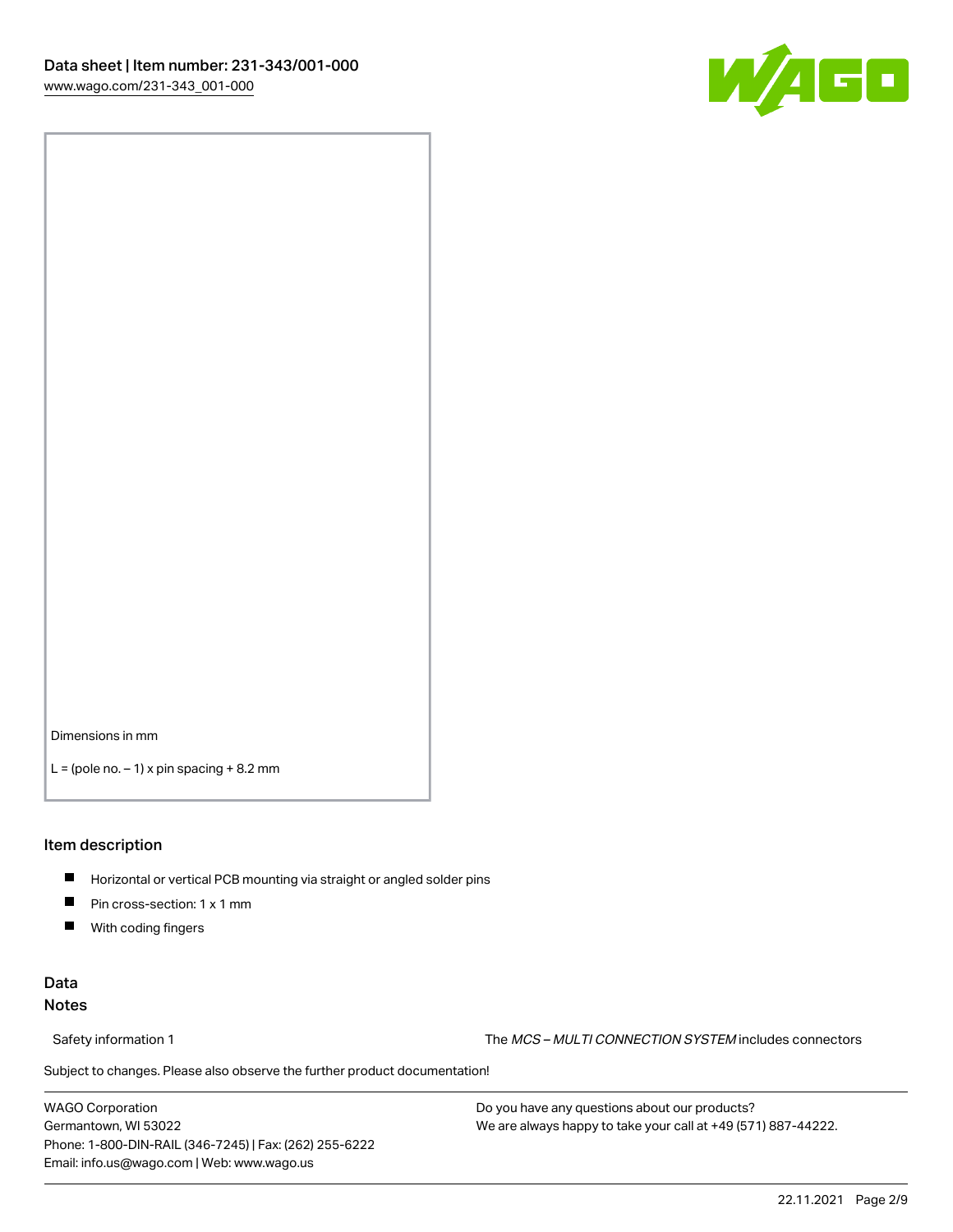Dimensions in mm

L = (pole no. – 1) x pin spacing + 8.2 mm

## Item description

- Horizontal or vertical PCB mounting via straight or angled solder pins
- Pin cross-section: 1 x 1 mm
- With coding fingers

## Data

### Notes

Safety information 1 — The *MCS – MULTI CONNECTION SYSTEM* includes connectors

Subject to changes. Please also observe the further product documentation!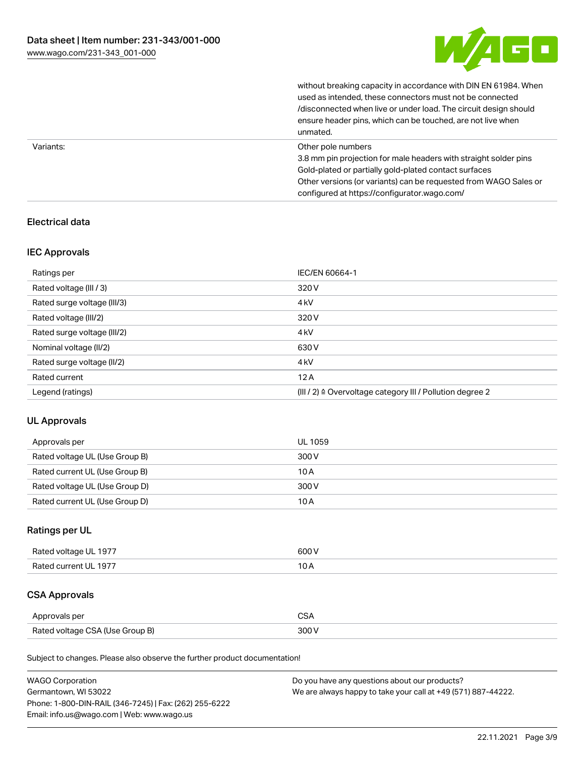| | |
|---|---|
| | without breaking capacity in accordance with DIN EN 61984. When used as intended, these connectors must not be connected /disconnected when live or under load. The circuit design should ensure header pins, which can be touched, are not live when unmated. |
| Variants: | Other pole numbers<br>3.8 mm pin projection for male headers with straight solder pins<br>Gold-plated or partially gold-plated contact surfaces<br>Other versions (or variants) can be requested from WAGO Sales or configured at https://configurator.wago.com/ |

## Electrical data

### IEC Approvals

| | |
|---|---|
| Ratings per | IEC/EN 60664-1 |
| Rated voltage (III / 3) | 320 V |
| Rated surge voltage (III/3) | 4 kV |
| Rated voltage (III/2) | 320 V |
| Rated surge voltage (III/2) | 4 kV |
| Nominal voltage (II/2) | 630 V |
| Rated surge voltage (II/2) | 4 kV |
| Rated current | 12 A |
| Legend (ratings) | (III / 2) ≙ Overvoltage category III / Pollution degree 2 |

### UL Approvals

| | |
|---|---|
| Approvals per | UL 1059 |
| Rated voltage UL (Use Group B) | 300 V |
| Rated current UL (Use Group B) | 10 A |
| Rated voltage UL (Use Group D) | 300 V |
| Rated current UL (Use Group D) | 10 A |

### Ratings per UL

| | |
|---|---|
| Rated voltage UL 1977 | 600 V |
| Rated current UL 1977 | 10 A |

### CSA Approvals

| | |
|---|---|
| Approvals per | CSA |
| Rated voltage CSA (Use Group B) | 300 V |

Subject to changes. Please also observe the further product documentation!

WAGO Corporation
Germantown, WI 53022
Phone: 1-800-DIN-RAIL (346-7245) | Fax: (262) 255-6222
Email: info.us@wago.com | Web: www.wago.us

Do you have any questions about our products?
We are always happy to take your call at +49 (571) 887-44222.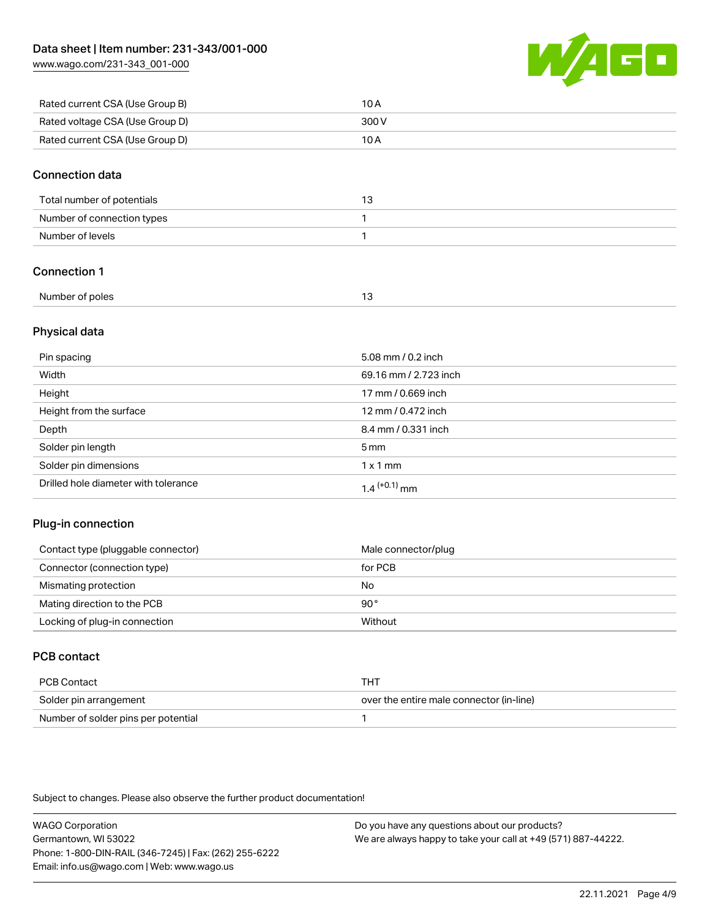| | |
|---|---|
| Rated current CSA (Use Group B) | 10 A |
| Rated voltage CSA (Use Group D) | 300 V |
| Rated current CSA (Use Group D) | 10 A |

## Connection data

| | |
|---|---|
| Total number of potentials | 13 |
| Number of connection types | 1 |
| Number of levels | 1 |

## Connection 1

| | |
|---|---|
| Number of poles | 13 |

## Physical data

| | |
|---|---|
| Pin spacing | 5.08 mm / 0.2 inch |
| Width | 69.16 mm / 2.723 inch |
| Height | 17 mm / 0.669 inch |
| Height from the surface | 12 mm / 0.472 inch |
| Depth | 8.4 mm / 0.331 inch |
| Solder pin length | 5 mm |
| Solder pin dimensions | 1 x 1 mm |
| Drilled hole diameter with tolerance | $1.4^{(+0.1)}$ mm |

## Plug-in connection

| | |
|---|---|
| Contact type (pluggable connector) | Male connector/plug |
| Connector (connection type) | for PCB |
| Mismating protection | No |
| Mating direction to the PCB | 90 ° |
| Locking of plug-in connection | Without |

## PCB contact

| | |
|---|---|
| PCB Contact | THT |
| Solder pin arrangement | over the entire male connector (in-line) |
| Number of solder pins per potential | 1 |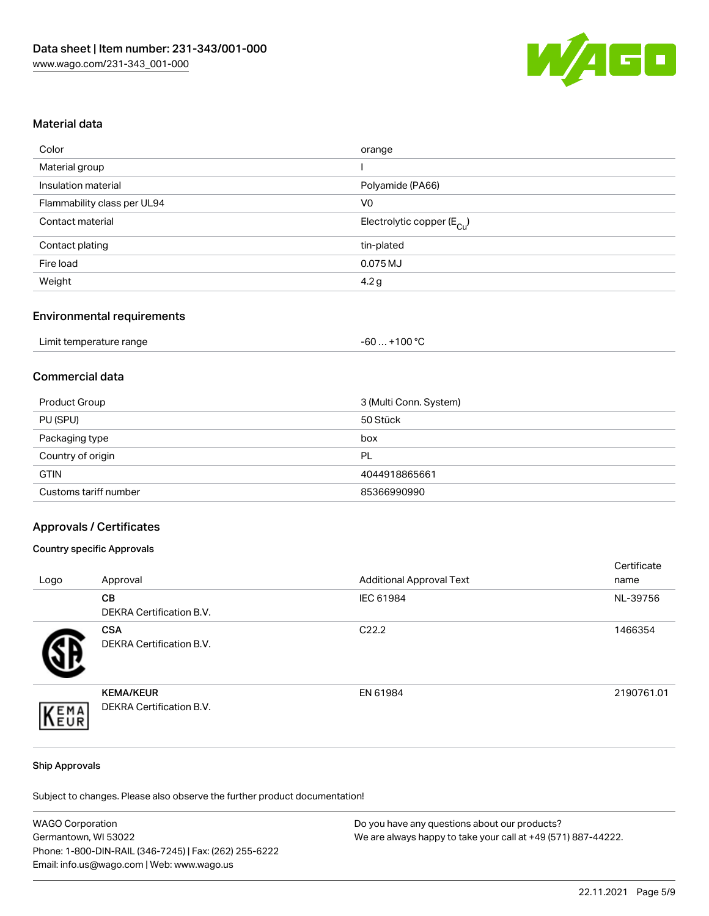## Material data

| | |
|---|---|
| Color | orange |
| Material group | I |
| Insulation material | Polyamide (PA66) |
| Flammability class per UL94 | V0 |
| Contact material | Electrolytic copper ($E_{Cu}$) |
| Contact plating | tin-plated |
| Fire load | 0.075 MJ |
| Weight | 4.2 g |

## Environmental requirements

| | |
|---|---|
| Limit temperature range | -60 … +100 °C |

## Commercial data

| | |
|---|---|
| Product Group | 3 (Multi Conn. System) |
| PU (SPU) | 50 Stück |
| Packaging type | box |
| Country of origin | PL |
| GTIN | 4044918865661 |
| Customs tariff number | 85366990990 |

## Approvals / Certificates

### Country specific Approvals

| Logo | Approval | Additional Approval Text | Certificate name |
|---|---|---|---|
| | **CB**<br>DEKRA Certification B.V. | IEC 61984 | NL-39756 |
| | **CSA**<br>DEKRA Certification B.V. | C22.2 | 1466354 |
| | **KEMA/KEUR**<br>DEKRA Certification B.V. | EN 61984 | 2190761.01 |

### Ship Approvals

Subject to changes. Please also observe the further product documentation!

WAGO Corporation
Germantown, WI 53022
Phone: 1-800-DIN-RAIL (346-7245) | Fax: (262) 255-6222
Email: info.us@wago.com | Web: www.wago.us

Do you have any questions about our products?
We are always happy to take your call at +49 (571) 887-44222.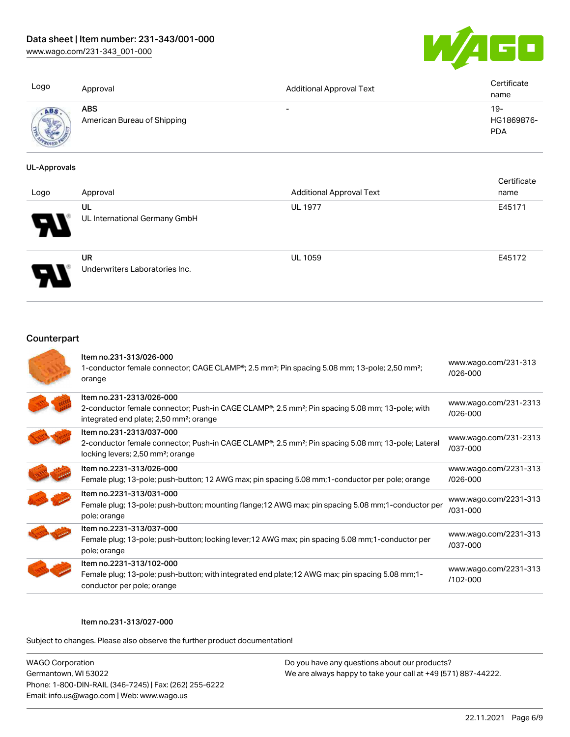| Logo | Approval | Additional Approval Text | Certificate name |
|---|---|---|---|
| | **ABS** American Bureau of Shipping | - | 19-HG1869876-PDA |

**UL-Approvals**

| Logo | Approval | Additional Approval Text | Certificate name |
|---|---|---|---|
| | **UL** UL International Germany GmbH | UL 1977 | E45171 |
| | **UR** Underwriters Laboratories Inc. | UL 1059 | E45172 |

## Counterpart

| | Item | Link |
|---|---|---|
| | **Item no.231-313/026-000** 1-conductor female connector; CAGE CLAMP®; 2.5 mm²; Pin spacing 5.08 mm; 13-pole; 2,50 mm²; orange | www.wago.com/231-313/026-000 |
| | **Item no.231-2313/026-000** 2-conductor female connector; Push-in CAGE CLAMP®; 2.5 mm²; Pin spacing 5.08 mm; 13-pole; with integrated end plate; 2,50 mm²; orange | www.wago.com/231-2313/026-000 |
| | **Item no.231-2313/037-000** 2-conductor female connector; Push-in CAGE CLAMP®; 2.5 mm²; Pin spacing 5.08 mm; 13-pole; Lateral locking levers; 2,50 mm²; orange | www.wago.com/231-2313/037-000 |
| | **Item no.2231-313/026-000** Female plug; 13-pole; push-button; 12 AWG max; pin spacing 5.08 mm;1-conductor per pole; orange | www.wago.com/2231-313/026-000 |
| | **Item no.2231-313/031-000** Female plug; 13-pole; push-button; mounting flange;12 AWG max; pin spacing 5.08 mm;1-conductor per pole; orange | www.wago.com/2231-313/031-000 |
| | **Item no.2231-313/037-000** Female plug; 13-pole; push-button; locking lever;12 AWG max; pin spacing 5.08 mm;1-conductor per pole; orange | www.wago.com/2231-313/037-000 |
| | **Item no.2231-313/102-000** Female plug; 13-pole; push-button; with integrated end plate;12 AWG max; pin spacing 5.08 mm;1-conductor per pole; orange | www.wago.com/2231-313/102-000 |

**Item no.231-313/027-000**

Subject to changes. Please also observe the further product documentation!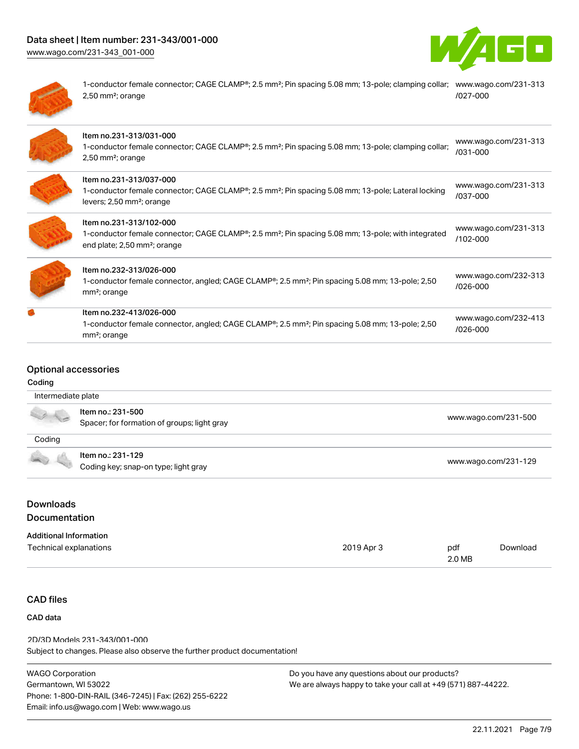| | | |
|---|---|---|
| | 1-conductor female connector; CAGE CLAMP®; 2.5 mm²; Pin spacing 5.08 mm; 13-pole; clamping collar; 2,50 mm²; orange | www.wago.com/231-313/027-000 |
| | Item no.231-313/031-000<br>1-conductor female connector; CAGE CLAMP®; 2.5 mm²; Pin spacing 5.08 mm; 13-pole; clamping collar; 2,50 mm²; orange | www.wago.com/231-313/031-000 |
| | Item no.231-313/037-000<br>1-conductor female connector; CAGE CLAMP®; 2.5 mm²; Pin spacing 5.08 mm; 13-pole; Lateral locking levers; 2,50 mm²; orange | www.wago.com/231-313/037-000 |
| | Item no.231-313/102-000<br>1-conductor female connector; CAGE CLAMP®; 2.5 mm²; Pin spacing 5.08 mm; 13-pole; with integrated end plate; 2,50 mm²; orange | www.wago.com/231-313/102-000 |
| | Item no.232-313/026-000<br>1-conductor female connector, angled; CAGE CLAMP®; 2.5 mm²; Pin spacing 5.08 mm; 13-pole; 2,50 mm²; orange | www.wago.com/232-313/026-000 |
| | Item no.232-413/026-000<br>1-conductor female connector, angled; CAGE CLAMP®; 2.5 mm²; Pin spacing 5.08 mm; 13-pole; 2,50 mm²; orange | www.wago.com/232-413/026-000 |

## Optional accessories

### Coding

| | | |
|---|---|---|
| Intermediate plate | | |
| | Item no.: 231-500<br>Spacer; for formation of groups; light gray | www.wago.com/231-500 |
| Coding | | |
| | Item no.: 231-129<br>Coding key; snap-on type; light gray | www.wago.com/231-129 |

## Downloads

## Documentation

**Additional Information**

| | | | |
|---|---|---|---|
| Technical explanations | 2019 Apr 3 | pdf<br>2.0 MB | Download |

## CAD files

**CAD data**

2D/3D Models 231-343/001-000

Subject to changes. Please also observe the further product documentation!

WAGO Corporation
Germantown, WI 53022
Phone: 1-800-DIN-RAIL (346-7245) | Fax: (262) 255-6222
Email: info.us@wago.com | Web: www.wago.us

Do you have any questions about our products?
We are always happy to take your call at +49 (571) 887-44222.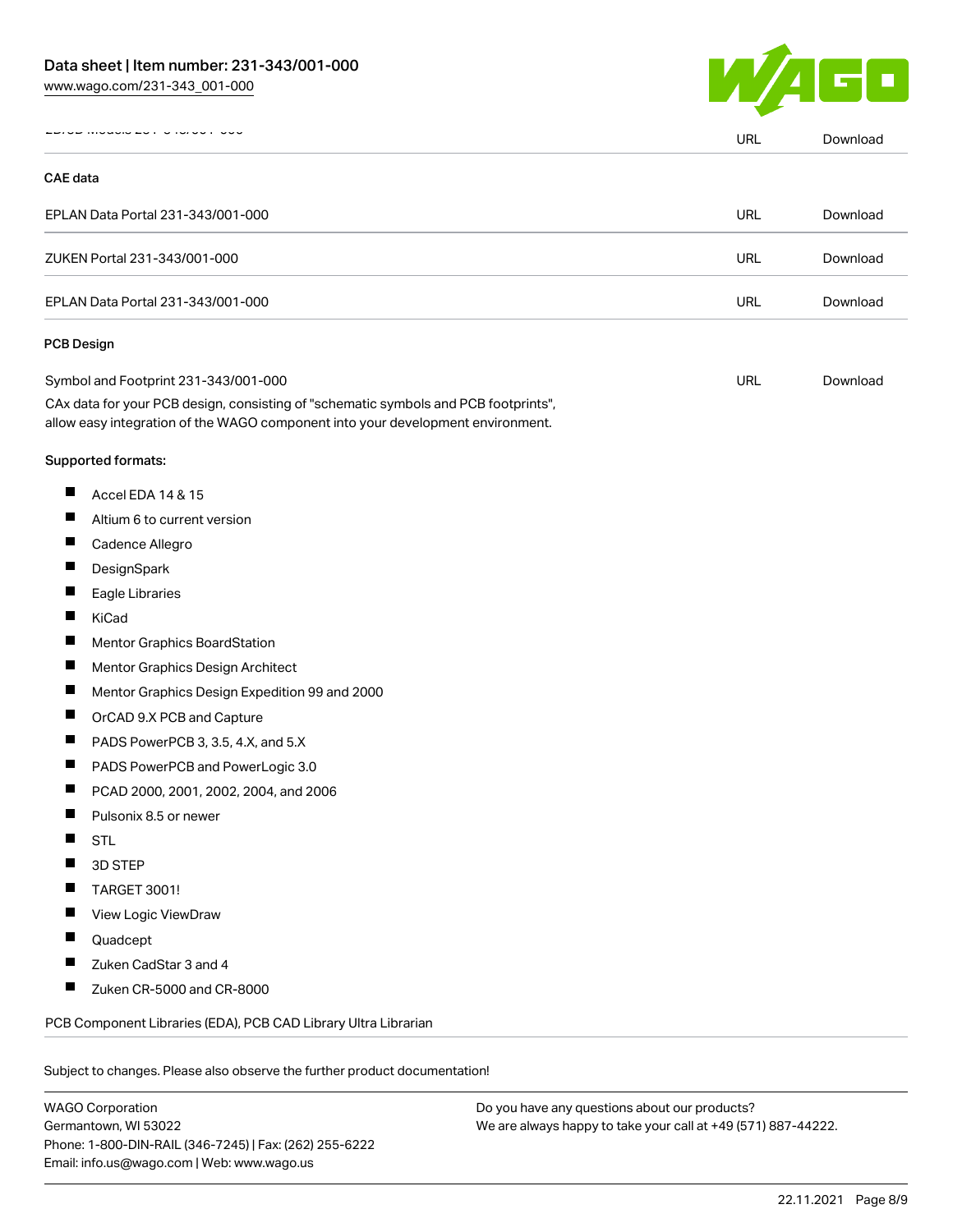| | | |
|---|---|---|
| 2D/3D Models 231-343/001-000 | URL | Download |

### CAE data

| | | |
|---|---|---|
| EPLAN Data Portal 231-343/001-000 | URL | Download |
| ZUKEN Portal 231-343/001-000 | URL | Download |
| EPLAN Data Portal 231-343/001-000 | URL | Download |

### PCB Design

| | | |
|---|---|---|
| Symbol and Footprint 231-343/001-000 | URL | Download |

CAx data for your PCB design, consisting of "schematic symbols and PCB footprints", allow easy integration of the WAGO component into your development environment.

Supported formats:

- Accel EDA 14 & 15
- Altium 6 to current version
- Cadence Allegro
- DesignSpark
- Eagle Libraries
- KiCad
- Mentor Graphics BoardStation
- Mentor Graphics Design Architect
- Mentor Graphics Design Expedition 99 and 2000
- OrCAD 9.X PCB and Capture
- PADS PowerPCB 3, 3.5, 4.X, and 5.X
- PADS PowerPCB and PowerLogic 3.0
- PCAD 2000, 2001, 2002, 2004, and 2006
- Pulsonix 8.5 or newer
- STL
- 3D STEP
- TARGET 3001!
- View Logic ViewDraw
- Quadcept
- Zuken CadStar 3 and 4
- Zuken CR-5000 and CR-8000

PCB Component Libraries (EDA), PCB CAD Library Ultra Librarian

Subject to changes. Please also observe the further product documentation!

WAGO Corporation
Germantown, WI 53022
Phone: 1-800-DIN-RAIL (346-7245) | Fax: (262) 255-6222
Email: info.us@wago.com | Web: www.wago.us

Do you have any questions about our products?
We are always happy to take your call at +49 (571) 887-44222.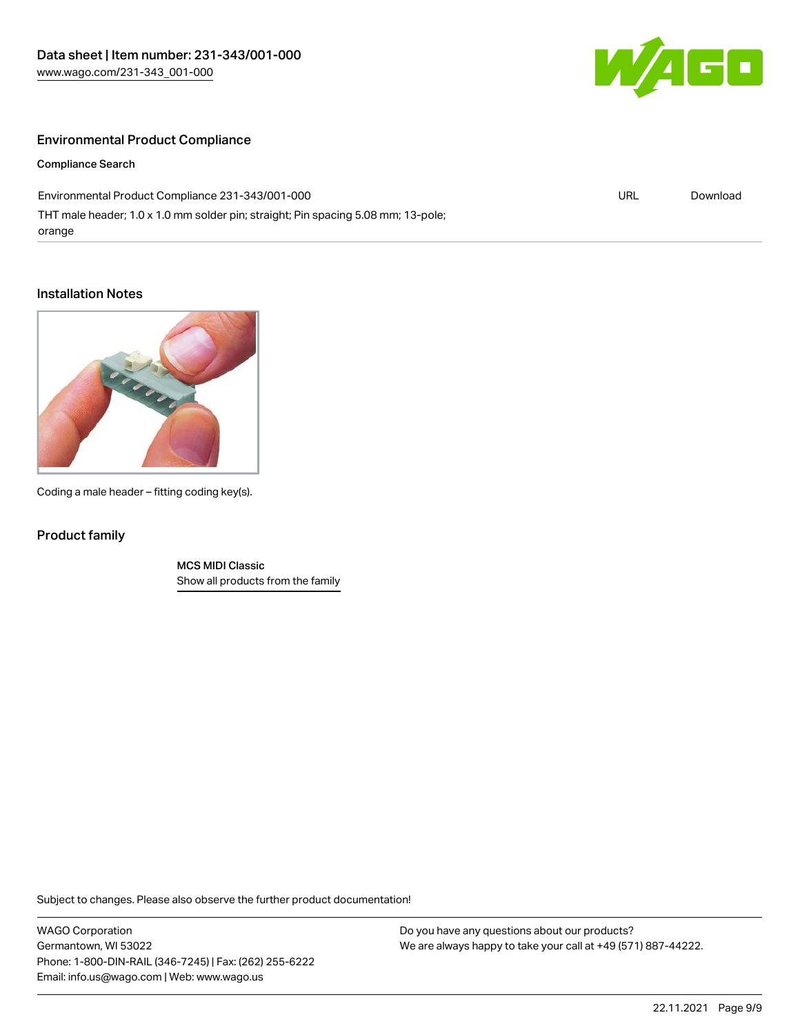## Environmental Product Compliance

### Compliance Search

| | | |
|---|---|---|
| Environmental Product Compliance 231-343/001-000<br>THT male header; 1.0 x 1.0 mm solder pin; straight; Pin spacing 5.08 mm; 13-pole; orange | URL | Download |

## Installation Notes

Coding a male header – fitting coding key(s).

## Product family

**MCS MIDI Classic**
Show all products from the family

Subject to changes. Please also observe the further product documentation!

WAGO Corporation
Germantown, WI 53022
Phone: 1-800-DIN-RAIL (346-7245) | Fax: (262) 255-6222
Email: info.us@wago.com | Web: www.wago.us

Do you have any questions about our products?
We are always happy to take your call at +49 (571) 887-44222.